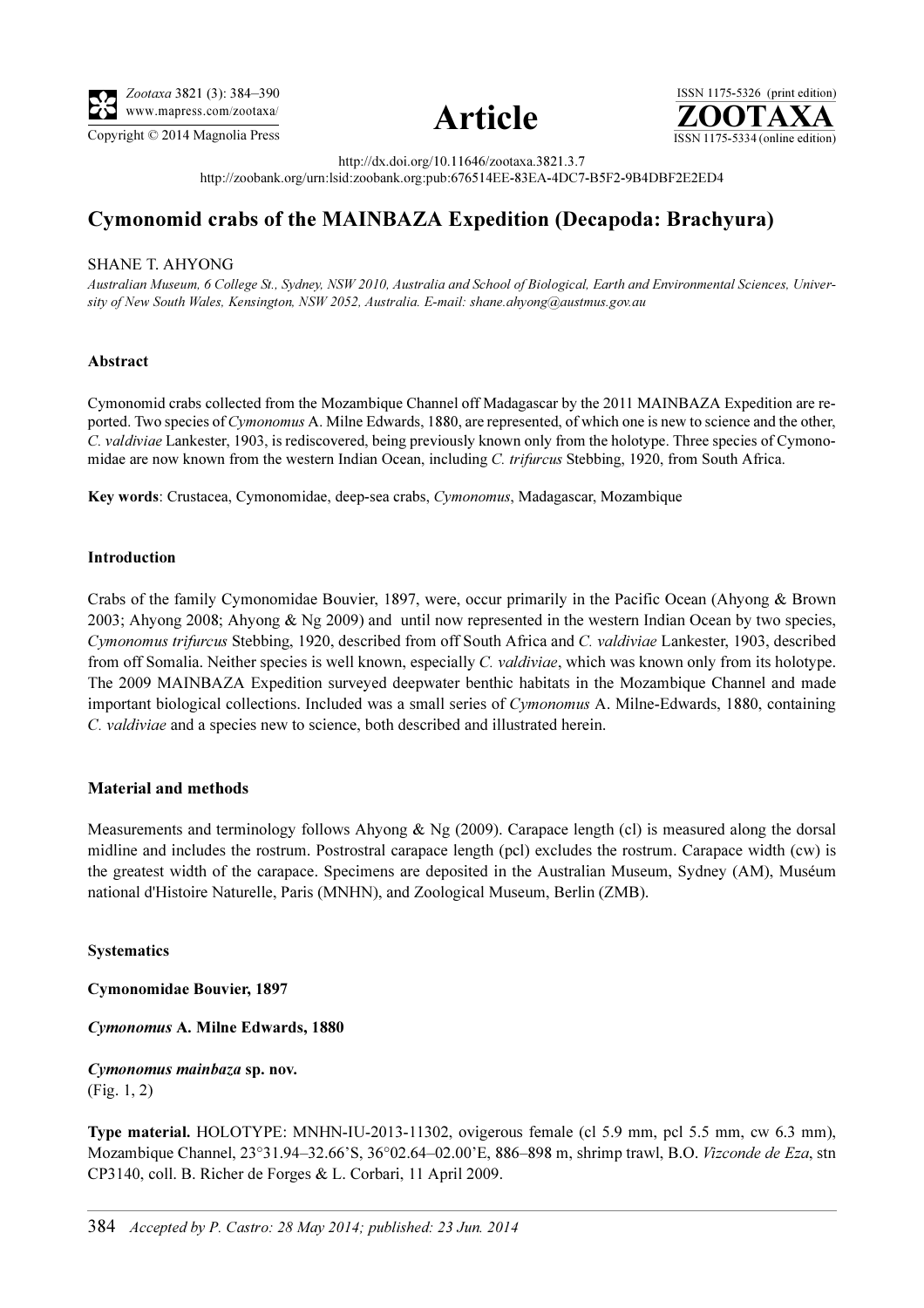# Cymonomid crabs of the MAINBAZA Expedition (Decapoda: Brachyura)

SHANE T. AHYONG

*Australian Museum, 6 College St., Sydney, NSW 2010, Australia and School of Biological, Earth and Environmental Sciences, University of New South Wales, Kensington, NSW 2052, Australia. E-mail: shane.ahyong@austmus.gov.au*

http://dx.doi.org/10.11646/zootaxa.3821.3.7

http://zoobank.org/urn:lsid:zoobank.org:pub:676514EE-83EA-4DC7-B5F2-9B4DBF2E2ED4

## Abstract

Cymonomid crabs collected from the Mozambique Channel off Madagascar by the 2011 MAINBAZA Expedition are reported. Two species of *Cymonomus* A. Milne Edwards, 1880, are represented, of which one is new to science and the other, *C. valdiviae* Lankester, 1903, is rediscovered, being previously known only from the holotype. Three species of Cymonomidae are now known from the western Indian Ocean, including *C. trifurcus* Stebbing, 1920, from South Africa.

**Key words**: Crustacea, Cymonomidae, deep-sea crabs, *Cymonomus*, Madagascar, Mozambique

## Introduction

Crabs of the family Cymonomidae Bouvier, 1897, were, occur primarily in the Pacific Ocean (Ahyong & Brown 2003; Ahyong 2008; Ahyong & Ng 2009) and until now represented in the western Indian Ocean by two species, *Cymonomus trifurcus* Stebbing, 1920, described from off South Africa and *C. valdiviae* Lankester, 1903, described from off Somalia. Neither species is well known, especially *C. valdiviae*, which was known only from its holotype. The 2009 MAINBAZA Expedition surveyed deepwater benthic habitats in the Mozambique Channel and made important biological collections. Included was a small series of *Cymonomus* A. Milne-Edwards, 1880, containing *C. valdiviae* and a species new to science, both described and illustrated herein.

## Material and methods

Measurements and terminology follows Ahyong & Ng (2009). Carapace length (cl) is measured along the dorsal midline and includes the rostrum. Postrostral carapace length (pcl) excludes the rostrum. Carapace width (cw) is the greatest width of the carapace. Specimens are deposited in the Australian Museum, Sydney (AM), Muséum national d'Histoire Naturelle, Paris (MNHN), and Zoological Museum, Berlin (ZMB).

## Systematics

**Cymonomidae Bouvier, 1897**

***Cymonomus* A. Milne Edwards, 1880**

***Cymonomus mainbaza* sp. nov.**
(Fig. 1, 2)

**Type material.** HOLOTYPE: MNHN-IU-2013-11302, ovigerous female (cl 5.9 mm, pcl 5.5 mm, cw 6.3 mm), Mozambique Channel, 23°31.94–32.66'S, 36°02.64–02.00'E, 886–898 m, shrimp trawl, B.O. *Vizconde de Eza*, stn CP3140, coll. B. Richer de Forges & L. Corbari, 11 April 2009.

*Accepted by P. Castro: 28 May 2014; published: 23 Jun. 2014*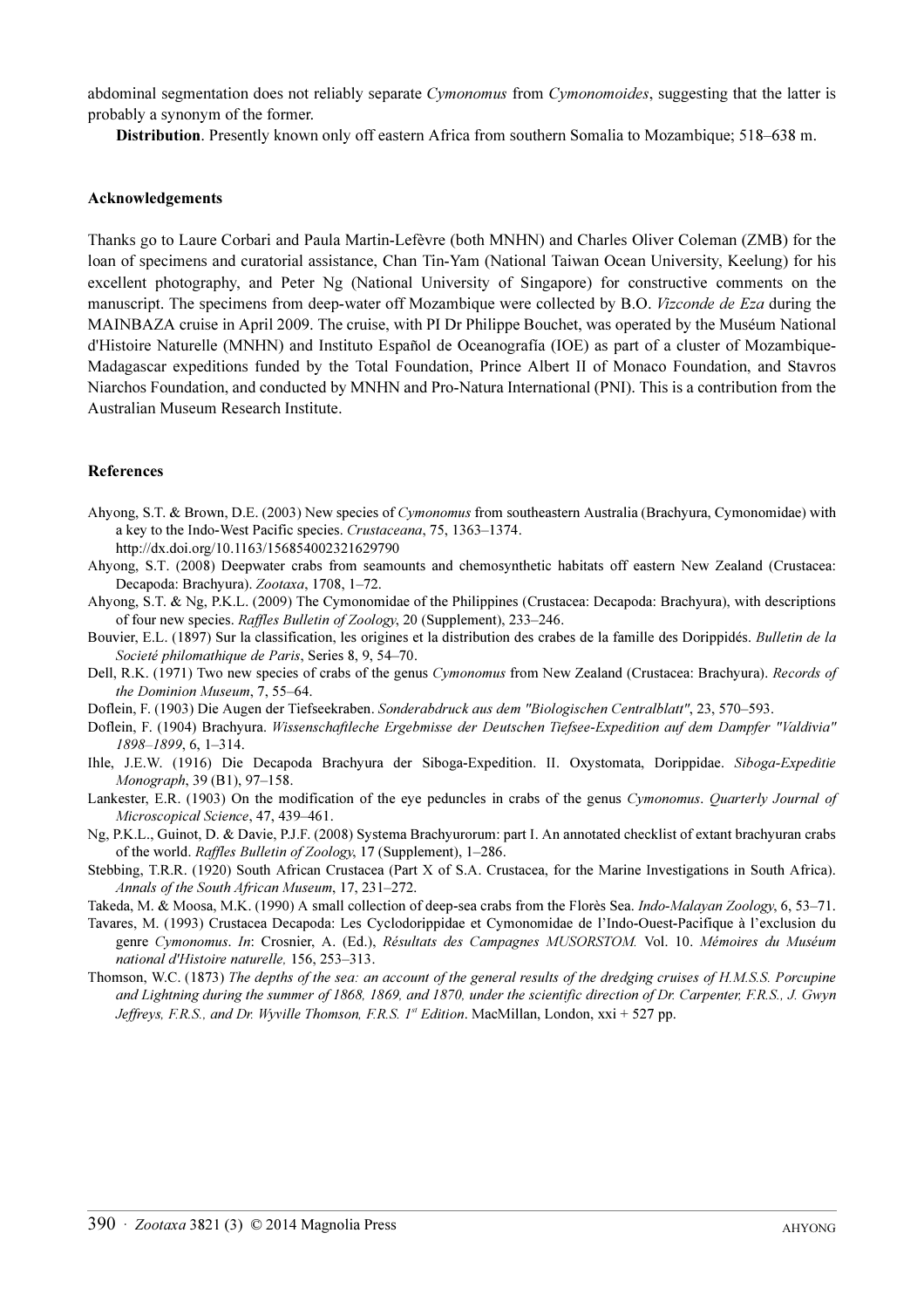abdominal segmentation does not reliably separate *Cymonomus* from *Cymonomoides*, suggesting that the latter is probably a synonym of the former.

**Distribution**. Presently known only off eastern Africa from southern Somalia to Mozambique; 518–638 m.

## Acknowledgements

Thanks go to Laure Corbari and Paula Martin-Lefèvre (both MNHN) and Charles Oliver Coleman (ZMB) for the loan of specimens and curatorial assistance, Chan Tin-Yam (National Taiwan Ocean University, Keelung) for his excellent photography, and Peter Ng (National University of Singapore) for constructive comments on the manuscript. The specimens from deep-water off Mozambique were collected by B.O. *Vizconde de Eza* during the MAINBAZA cruise in April 2009. The cruise, with PI Dr Philippe Bouchet, was operated by the Muséum National d'Histoire Naturelle (MNHN) and Instituto Español de Oceanografía (IOE) as part of a cluster of Mozambique-Madagascar expeditions funded by the Total Foundation, Prince Albert II of Monaco Foundation, and Stavros Niarchos Foundation, and conducted by MNHN and Pro-Natura International (PNI). This is a contribution from the Australian Museum Research Institute.

## References

Ahyong, S.T. & Brown, D.E. (2003) New species of *Cymonomus* from southeastern Australia (Brachyura, Cymonomidae) with a key to the Indo-West Pacific species. *Crustaceana*, 75, 1363–1374. http://dx.doi.org/10.1163/156854002321629790

Ahyong, S.T. (2008) Deepwater crabs from seamounts and chemosynthetic habitats off eastern New Zealand (Crustacea: Decapoda: Brachyura). *Zootaxa*, 1708, 1–72.

Ahyong, S.T. & Ng, P.K.L. (2009) The Cymonomidae of the Philippines (Crustacea: Decapoda: Brachyura), with descriptions of four new species. *Raffles Bulletin of Zoology*, 20 (Supplement), 233–246.

Bouvier, E.L. (1897) Sur la classification, les origines et la distribution des crabes de la famille des Dorippidés. *Bulletin de la Societé philomathique de Paris*, Series 8, 9, 54–70.

Dell, R.K. (1971) Two new species of crabs of the genus *Cymonomus* from New Zealand (Crustacea: Brachyura). *Records of the Dominion Museum*, 7, 55–64.

Doflein, F. (1903) Die Augen der Tiefseekraben. *Sonderabdruck aus dem "Biologischen Centralblatt"*, 23, 570–593.

Doflein, F. (1904) Brachyura. *Wissenschaftleche Ergebmisse der Deutschen Tiefsee-Expedition auf dem Dampfer "Valdivia" 1898–1899*, 6, 1–314.

Ihle, J.E.W. (1916) Die Decapoda Brachyura der Siboga-Expedition. II. Oxystomata, Dorippidae. *Siboga-Expeditie Monograph*, 39 (B1), 97–158.

Lankester, E.R. (1903) On the modification of the eye peduncles in crabs of the genus *Cymonomus*. *Quarterly Journal of Microscopical Science*, 47, 439–461.

Ng, P.K.L., Guinot, D. & Davie, P.J.F. (2008) Systema Brachyurorum: part I. An annotated checklist of extant brachyuran crabs of the world. *Raffles Bulletin of Zoology*, 17 (Supplement), 1–286.

Stebbing, T.R.R. (1920) South African Crustacea (Part X of S.A. Crustacea, for the Marine Investigations in South Africa). *Annals of the South African Museum*, 17, 231–272.

Takeda, M. & Moosa, M.K. (1990) A small collection of deep-sea crabs from the Florès Sea. *Indo-Malayan Zoology*, 6, 53–71.

Tavares, M. (1993) Crustacea Decapoda: Les Cyclodorippidae et Cymonomidae de l'Indo-Ouest-Pacifique à l'exclusion du genre *Cymonomus*. *In*: Crosnier, A. (Ed.), *Résultats des Campagnes MUSORSTOM.* Vol. 10. *Mémoires du Muséum national d'Histoire naturelle,* 156, 253–313.

Thomson, W.C. (1873) *The depths of the sea: an account of the general results of the dredging cruises of H.M.S.S. Porcupine and Lightning during the summer of 1868, 1869, and 1870, under the scientific direction of Dr. Carpenter, F.R.S., J. Gwyn Jeffreys, F.R.S., and Dr. Wyville Thomson, F.R.S. 1st Edition*. MacMillan, London, xxi + 527 pp.